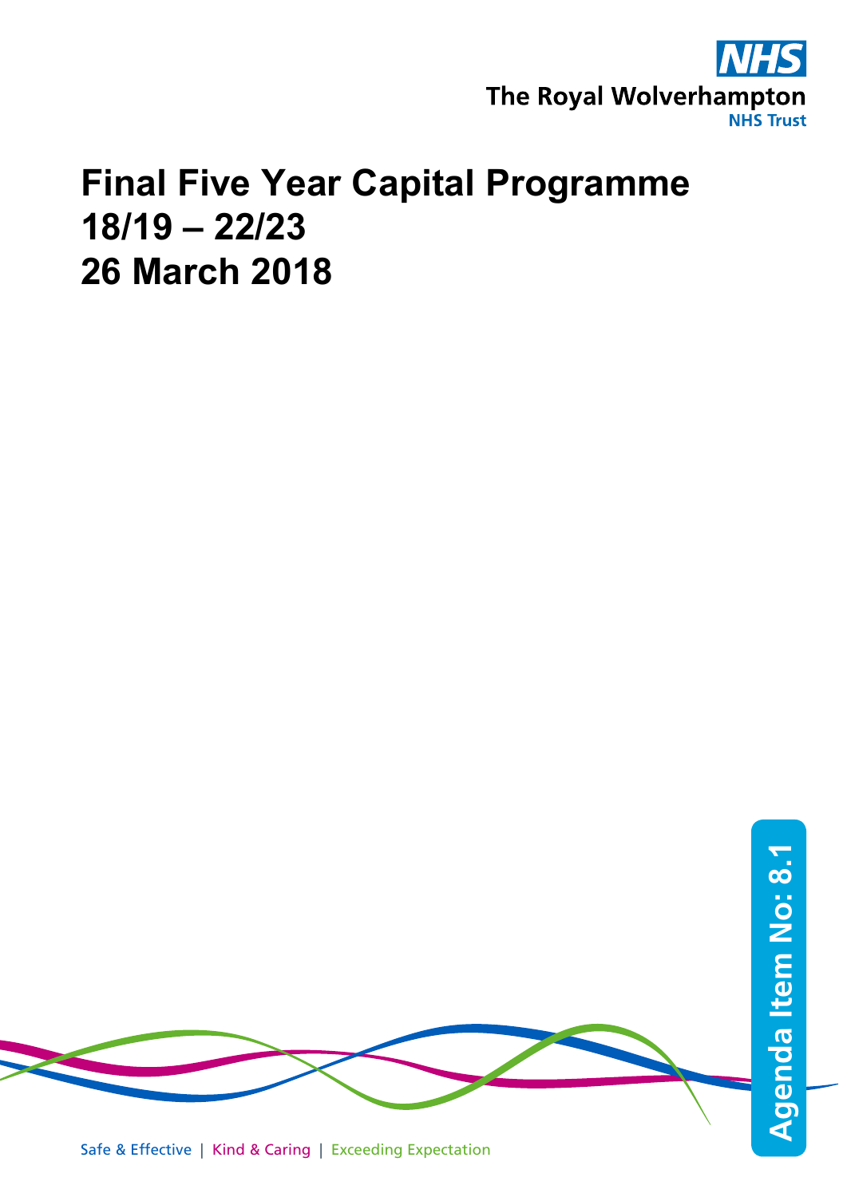The Royal Wolverhampton NHS Trust

# Final Five Year Capital Programme 18/19 – 22/23 26 March 2018

Agenda Item No: 8.1

Safe & Effective | Kind & Caring | Exceeding Expectation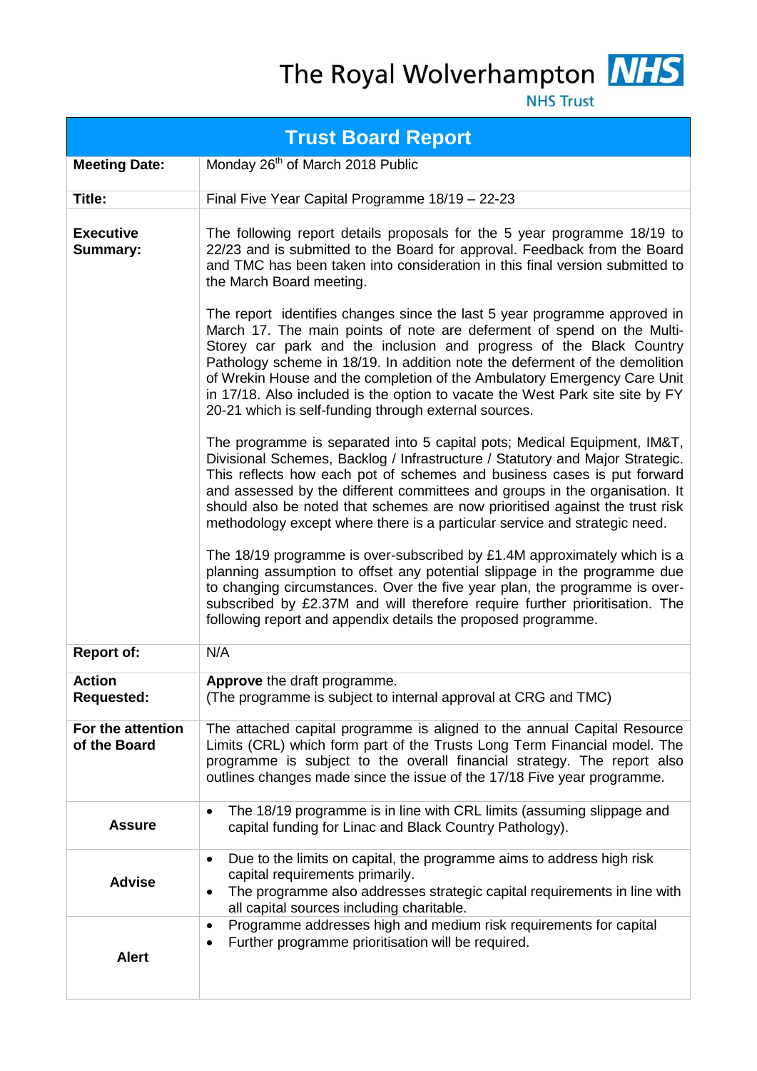The Royal Wolverhampton **NHS**

NHS Trust

# Trust Board Report

| | |
|---|---|
| **Meeting Date:** | Monday 26th of March 2018 Public |
| **Title:** | Final Five Year Capital Programme 18/19 – 22-23 |
| **Executive Summary:** | The following report details proposals for the 5 year programme 18/19 to 22/23 and is submitted to the Board for approval. Feedback from the Board and TMC has been taken into consideration in this final version submitted to the March Board meeting.<br><br>The report identifies changes since the last 5 year programme approved in March 17. The main points of note are deferment of spend on the Multi-Storey car park and the inclusion and progress of the Black Country Pathology scheme in 18/19. In addition note the deferment of the demolition of Wrekin House and the completion of the Ambulatory Emergency Care Unit in 17/18. Also included is the option to vacate the West Park site site by FY 20-21 which is self-funding through external sources.<br><br>The programme is separated into 5 capital pots; Medical Equipment, IM&T, Divisional Schemes, Backlog / Infrastructure / Statutory and Major Strategic. This reflects how each pot of schemes and business cases is put forward and assessed by the different committees and groups in the organisation. It should also be noted that schemes are now prioritised against the trust risk methodology except where there is a particular service and strategic need.<br><br>The 18/19 programme is over-subscribed by £1.4M approximately which is a planning assumption to offset any potential slippage in the programme due to changing circumstances. Over the five year plan, the programme is over-subscribed by £2.37M and will therefore require further prioritisation. The following report and appendix details the proposed programme. |
| **Report of:** | N/A |
| **Action Requested:** | **Approve** the draft programme.<br>(The programme is subject to internal approval at CRG and TMC) |
| **For the attention of the Board** | The attached capital programme is aligned to the annual Capital Resource Limits (CRL) which form part of the Trusts Long Term Financial model. The programme is subject to the overall financial strategy. The report also outlines changes made since the issue of the 17/18 Five year programme. |
| **Assure** | • The 18/19 programme is in line with CRL limits (assuming slippage and capital funding for Linac and Black Country Pathology). |
| **Advise** | • Due to the limits on capital, the programme aims to address high risk capital requirements primarily.<br>• The programme also addresses strategic capital requirements in line with all capital sources including charitable. |
| **Alert** | • Programme addresses high and medium risk requirements for capital<br>• Further programme prioritisation will be required. |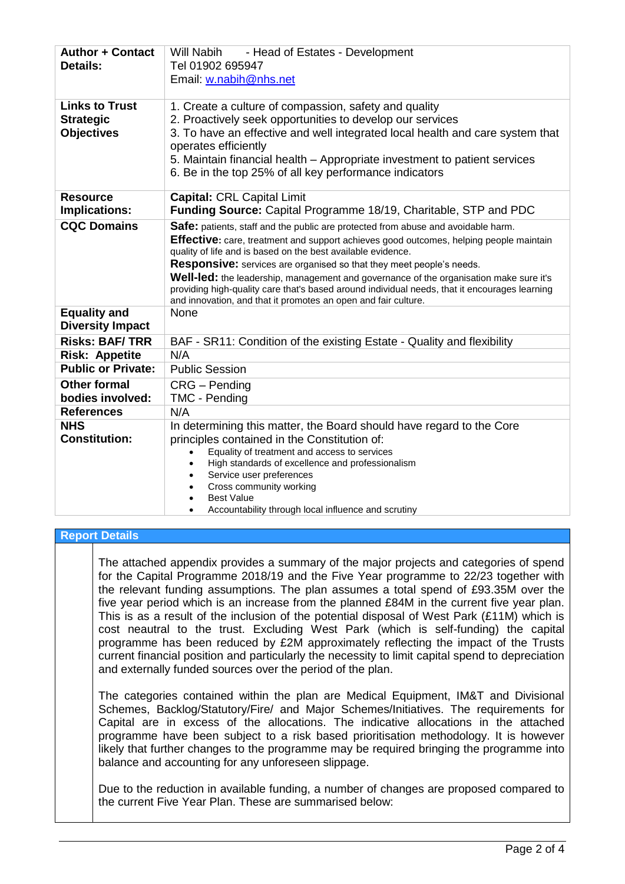| **Author + Contact Details:** | Will Nabih - Head of Estates - Development<br>Tel 01902 695947<br>Email: w.nabih@nhs.net |
|---|---|
| **Links to Trust Strategic Objectives** | 1. Create a culture of compassion, safety and quality<br>2. Proactively seek opportunities to develop our services<br>3. To have an effective and well integrated local health and care system that operates efficiently<br>5. Maintain financial health – Appropriate investment to patient services<br>6. Be in the top 25% of all key performance indicators |
| **Resource Implications:** | **Capital:** CRL Capital Limit<br>**Funding Source:** Capital Programme 18/19, Charitable, STP and PDC |
| **CQC Domains** | **Safe:** patients, staff and the public are protected from abuse and avoidable harm.<br>**Effective:** care, treatment and support achieves good outcomes, helping people maintain quality of life and is based on the best available evidence.<br>**Responsive:** services are organised so that they meet people's needs.<br>**Well-led:** the leadership, management and governance of the organisation make sure it's providing high-quality care that's based around individual needs, that it encourages learning and innovation, and that it promotes an open and fair culture. |
| **Equality and Diversity Impact** | None |
| **Risks: BAF/ TRR** | BAF - SR11: Condition of the existing Estate - Quality and flexibility |
| **Risk: Appetite** | N/A |
| **Public or Private:** | Public Session |
| **Other formal bodies involved:** | CRG – Pending<br>TMC - Pending |
| **References** | N/A |
| **NHS Constitution:** | In determining this matter, the Board should have regard to the Core principles contained in the Constitution of:<br>• Equality of treatment and access to services<br>• High standards of excellence and professionalism<br>• Service user preferences<br>• Cross community working<br>• Best Value<br>• Accountability through local influence and scrutiny |

## Report Details

The attached appendix provides a summary of the major projects and categories of spend for the Capital Programme 2018/19 and the Five Year programme to 22/23 together with the relevant funding assumptions. The plan assumes a total spend of £93.35M over the five year period which is an increase from the planned £84M in the current five year plan. This is as a result of the inclusion of the potential disposal of West Park (£11M) which is cost neutral to the trust. Excluding West Park (which is self-funding) the capital programme has been reduced by £2M approximately reflecting the impact of the Trusts current financial position and particularly the necessity to limit capital spend to depreciation and externally funded sources over the period of the plan.

The categories contained within the plan are Medical Equipment, IM&T and Divisional Schemes, Backlog/Statutory/Fire/ and Major Schemes/Initiatives. The requirements for Capital are in excess of the allocations. The indicative allocations in the attached programme have been subject to a risk based prioritisation methodology. It is however likely that further changes to the programme may be required bringing the programme into balance and accounting for any unforeseen slippage.

Due to the reduction in available funding, a number of changes are proposed compared to the current Five Year Plan. These are summarised below: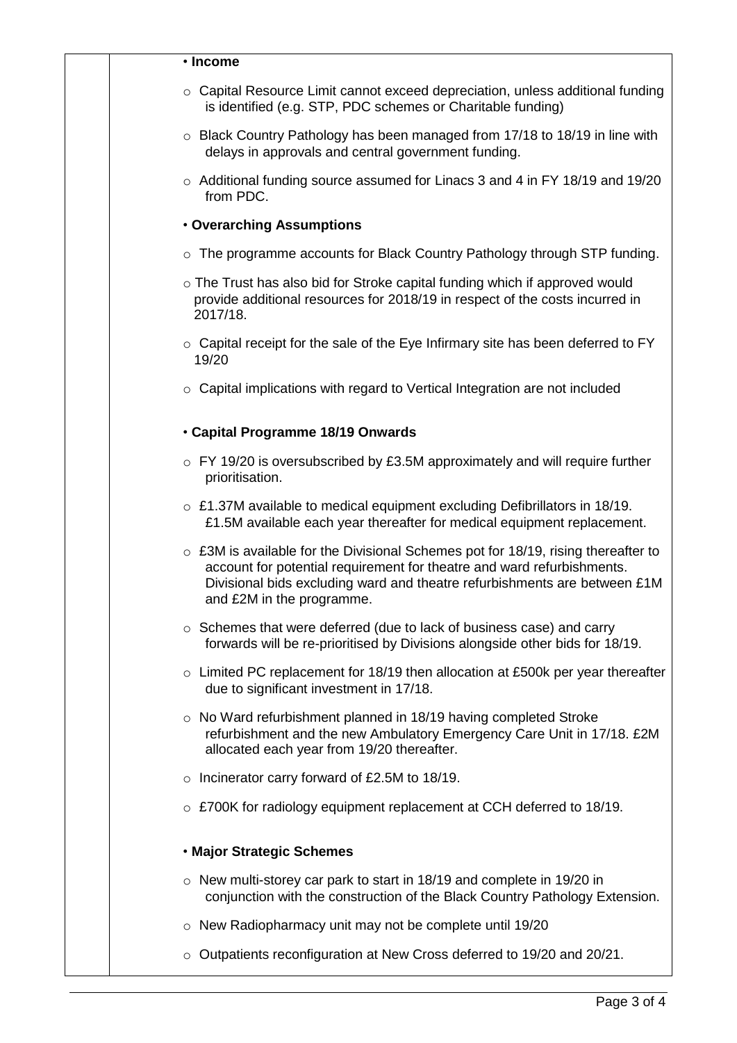- **Income**
  - Capital Resource Limit cannot exceed depreciation, unless additional funding is identified (e.g. STP, PDC schemes or Charitable funding)
  - Black Country Pathology has been managed from 17/18 to 18/19 in line with delays in approvals and central government funding.
  - Additional funding source assumed for Linacs 3 and 4 in FY 18/19 and 19/20 from PDC.
- **Overarching Assumptions**
  - The programme accounts for Black Country Pathology through STP funding.
  - The Trust has also bid for Stroke capital funding which if approved would provide additional resources for 2018/19 in respect of the costs incurred in 2017/18.
  - Capital receipt for the sale of the Eye Infirmary site has been deferred to FY 19/20
  - Capital implications with regard to Vertical Integration are not included
- **Capital Programme 18/19 Onwards**
  - FY 19/20 is oversubscribed by £3.5M approximately and will require further prioritisation.
  - £1.37M available to medical equipment excluding Defibrillators in 18/19. £1.5M available each year thereafter for medical equipment replacement.
  - £3M is available for the Divisional Schemes pot for 18/19, rising thereafter to account for potential requirement for theatre and ward refurbishments. Divisional bids excluding ward and theatre refurbishments are between £1M and £2M in the programme.
  - Schemes that were deferred (due to lack of business case) and carry forwards will be re-prioritised by Divisions alongside other bids for 18/19.
  - Limited PC replacement for 18/19 then allocation at £500k per year thereafter due to significant investment in 17/18.
  - No Ward refurbishment planned in 18/19 having completed Stroke refurbishment and the new Ambulatory Emergency Care Unit in 17/18. £2M allocated each year from 19/20 thereafter.
  - Incinerator carry forward of £2.5M to 18/19.
  - £700K for radiology equipment replacement at CCH deferred to 18/19.
- **Major Strategic Schemes**
  - New multi-storey car park to start in 18/19 and complete in 19/20 in conjunction with the construction of the Black Country Pathology Extension.
  - New Radiopharmacy unit may not be complete until 19/20
  - Outpatients reconfiguration at New Cross deferred to 19/20 and 20/21.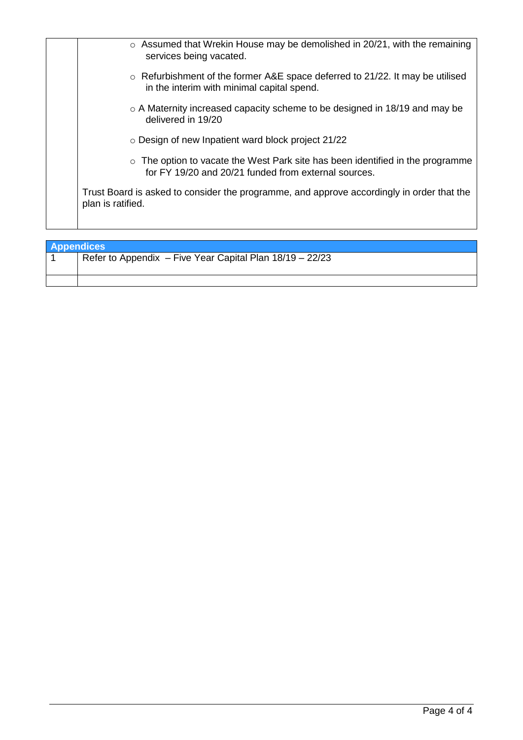- Assumed that Wrekin House may be demolished in 20/21, with the remaining services being vacated.
- Refurbishment of the former A&E space deferred to 21/22. It may be utilised in the interim with minimal capital spend.
- A Maternity increased capacity scheme to be designed in 18/19 and may be delivered in 19/20
- Design of new Inpatient ward block project 21/22
- The option to vacate the West Park site has been identified in the programme for FY 19/20 and 20/21 funded from external sources.

Trust Board is asked to consider the programme, and approve accordingly in order that the plan is ratified.

| Appendices | |
|---|---|
| 1 | Refer to Appendix – Five Year Capital Plan 18/19 – 22/23 |
| | |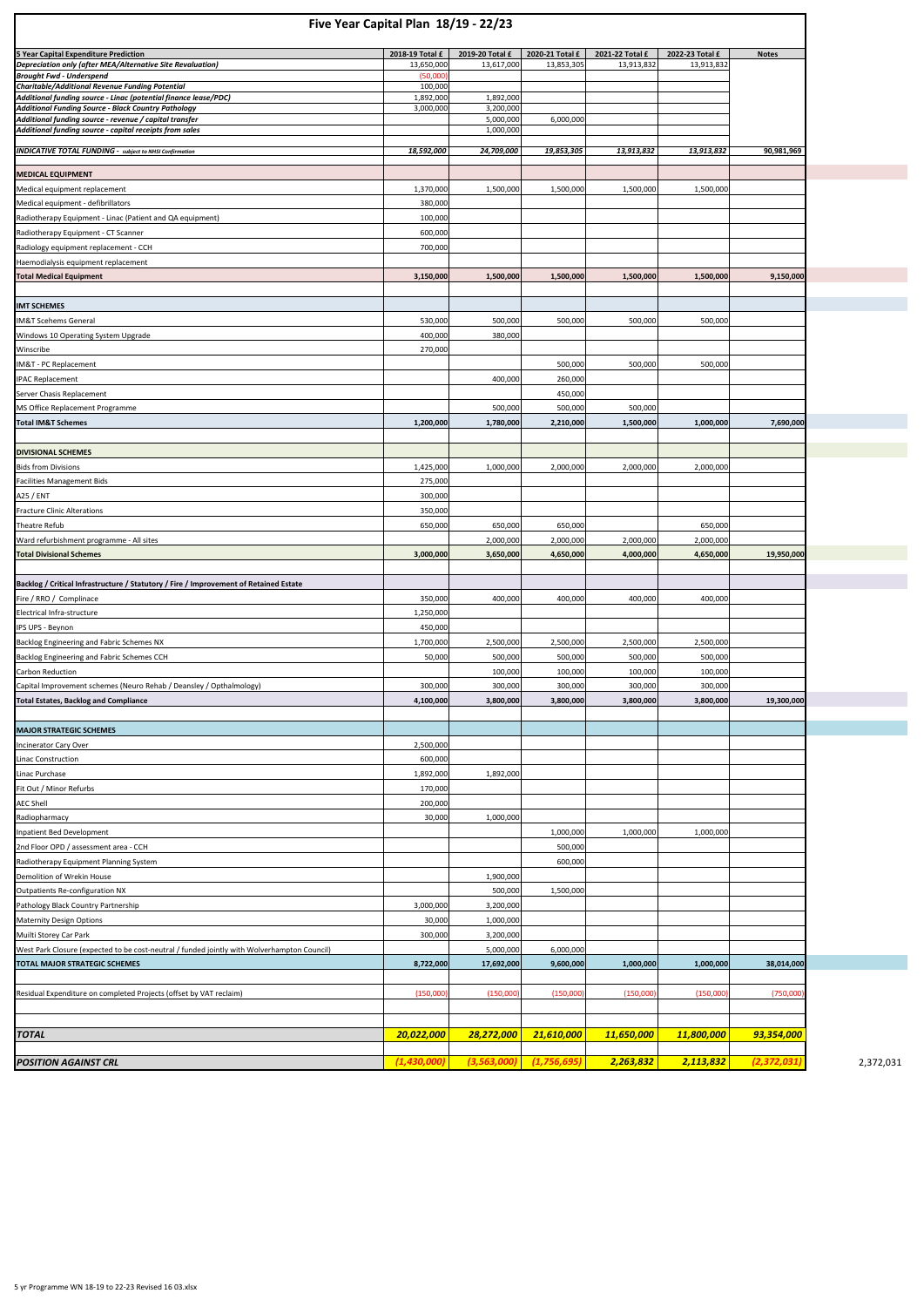# Five Year Capital Plan 18/19 - 22/23

| 5 Year Capital Expenditure Prediction | 2018-19 Total £ | 2019-20 Total £ | 2020-21 Total £ | 2021-22 Total £ | 2022-23 Total £ | Notes |
|---|---|---|---|---|---|---|
| *Depreciation only (after MEA/Alternative Site Revaluation)* | 13,650,000 | 13,617,000 | 13,853,305 | 13,913,832 | 13,913,832 | |
| *Brought Fwd - Underspend* | (50,000) | | | | | |
| *Charitable/Additional Revenue Funding Potential* | 100,000 | | | | | |
| *Additional funding source - Linac (potential finance lease/PDC)* | 1,892,000 | 1,892,000 | | | | |
| *Additional Funding Source - Black Country Pathology* | 3,000,000 | 3,200,000 | | | | |
| *Additional funding source - revenue / capital transfer* | | 5,000,000 | 6,000,000 | | | |
| *Additional funding source - capital receipts from sales* | | 1,000,000 | | | | |
| *INDICATIVE TOTAL FUNDING - subject to NHSI Confirmation* | *18,592,000* | *24,709,000* | *19,853,305* | *13,913,832* | *13,913,832* | *90,981,969* |
| **MEDICAL EQUIPMENT** | | | | | | |
| Medical equipment replacement | 1,370,000 | 1,500,000 | 1,500,000 | 1,500,000 | 1,500,000 | |
| Medical equipment - defibrillators | 380,000 | | | | | |
| Radiotherapy Equipment - Linac (Patient and QA equipment) | 100,000 | | | | | |
| Radiotherapy Equipment - CT Scanner | 600,000 | | | | | |
| Radiology equipment replacement - CCH | 700,000 | | | | | |
| Haemodialysis equipment replacement | | | | | | |
| **Total Medical Equipment** | **3,150,000** | **1,500,000** | **1,500,000** | **1,500,000** | **1,500,000** | **9,150,000** |
| **IMT SCHEMES** | | | | | | |
| IM&T Scehems General | 530,000 | 500,000 | 500,000 | 500,000 | 500,000 | |
| Windows 10 Operating System Upgrade | 400,000 | 380,000 | | | | |
| Winscribe | 270,000 | | | | | |
| IM&T - PC Replacement | | | 500,000 | 500,000 | 500,000 | |
| IPAC Replacement | | 400,000 | 260,000 | | | |
| Server Chasis Replacement | | | 450,000 | | | |
| MS Office Replacement Programme | | 500,000 | 500,000 | 500,000 | | |
| **Total IM&T Schemes** | **1,200,000** | **1,780,000** | **2,210,000** | **1,500,000** | **1,000,000** | **7,690,000** |
| **DIVISIONAL SCHEMES** | | | | | | |
| Bids from Divisions | 1,425,000 | 1,000,000 | 2,000,000 | 2,000,000 | 2,000,000 | |
| Facilities Management Bids | 275,000 | | | | | |
| A25 / ENT | 300,000 | | | | | |
| Fracture Clinic Alterations | 350,000 | | | | | |
| Theatre Refub | 650,000 | 650,000 | 650,000 | | 650,000 | |
| Ward refurbishment programme - All sites | | 2,000,000 | 2,000,000 | 2,000,000 | 2,000,000 | |
| **Total Divisional Schemes** | **3,000,000** | **3,650,000** | **4,650,000** | **4,000,000** | **4,650,000** | **19,950,000** |
| **Backlog / Critical Infrastructure / Statutory / Fire / Improvement of Retained Estate** | | | | | | |
| Fire / RRO / Complinace | 350,000 | 400,000 | 400,000 | 400,000 | 400,000 | |
| Electrical Infra-structure | 1,250,000 | | | | | |
| IPS UPS - Beynon | 450,000 | | | | | |
| Backlog Engineering and Fabric Schemes NX | 1,700,000 | 2,500,000 | 2,500,000 | 2,500,000 | 2,500,000 | |
| Backlog Engineering and Fabric Schemes CCH | 50,000 | 500,000 | 500,000 | 500,000 | 500,000 | |
| Carbon Reduction | | 100,000 | 100,000 | 100,000 | 100,000 | |
| Capital Improvement schemes (Neuro Rehab / Deansley / Opthalmology) | 300,000 | 300,000 | 300,000 | 300,000 | 300,000 | |
| **Total Estates, Backlog and Compliance** | **4,100,000** | **3,800,000** | **3,800,000** | **3,800,000** | **3,800,000** | **19,300,000** |
| **MAJOR STRATEGIC SCHEMES** | | | | | | |
| Incinerator Cary Over | 2,500,000 | | | | | |
| Linac Construction | 600,000 | | | | | |
| Linac Purchase | 1,892,000 | 1,892,000 | | | | |
| Fit Out / Minor Refurbs | 170,000 | | | | | |
| AEC Shell | 200,000 | | | | | |
| Radiopharmacy | 30,000 | 1,000,000 | | | | |
| Inpatient Bed Development | | | 1,000,000 | 1,000,000 | 1,000,000 | |
| 2nd Floor OPD / assessment area - CCH | | | 500,000 | | | |
| Radiotherapy Equipment Planning System | | | 600,000 | | | |
| Demolition of Wrekin House | | 1,900,000 | | | | |
| Outpatients Re-configuration NX | | 500,000 | 1,500,000 | | | |
| Pathology Black Country Partnership | 3,000,000 | 3,200,000 | | | | |
| Maternity Design Options | 30,000 | 1,000,000 | | | | |
| Muilti Storey Car Park | 300,000 | 3,200,000 | | | | |
| West Park Closure (expected to be cost-neutral / funded jointly with Wolverhampton Council) | | 5,000,000 | 6,000,000 | | | |
| **TOTAL MAJOR STRATEGIC SCHEMES** | **8,722,000** | **17,692,000** | **9,600,000** | **1,000,000** | **1,000,000** | **38,014,000** |
| Residual Expenditure on completed Projects (offset by VAT reclaim) | (150,000) | (150,000) | (150,000) | (150,000) | (150,000) | (750,000) |
| ***TOTAL*** | ***20,022,000*** | ***28,272,000*** | ***21,610,000*** | ***11,650,000*** | ***11,800,000*** | ***93,354,000*** |
| ***POSITION AGAINST CRL*** | ***(1,430,000)*** | ***(3,563,000)*** | ***(1,756,695)*** | ***2,263,832*** | ***2,113,832*** | ***(2,372,031)*** |

2,372,031

5 yr Programme WN 18-19 to 22-23 Revised 16 03.xlsx